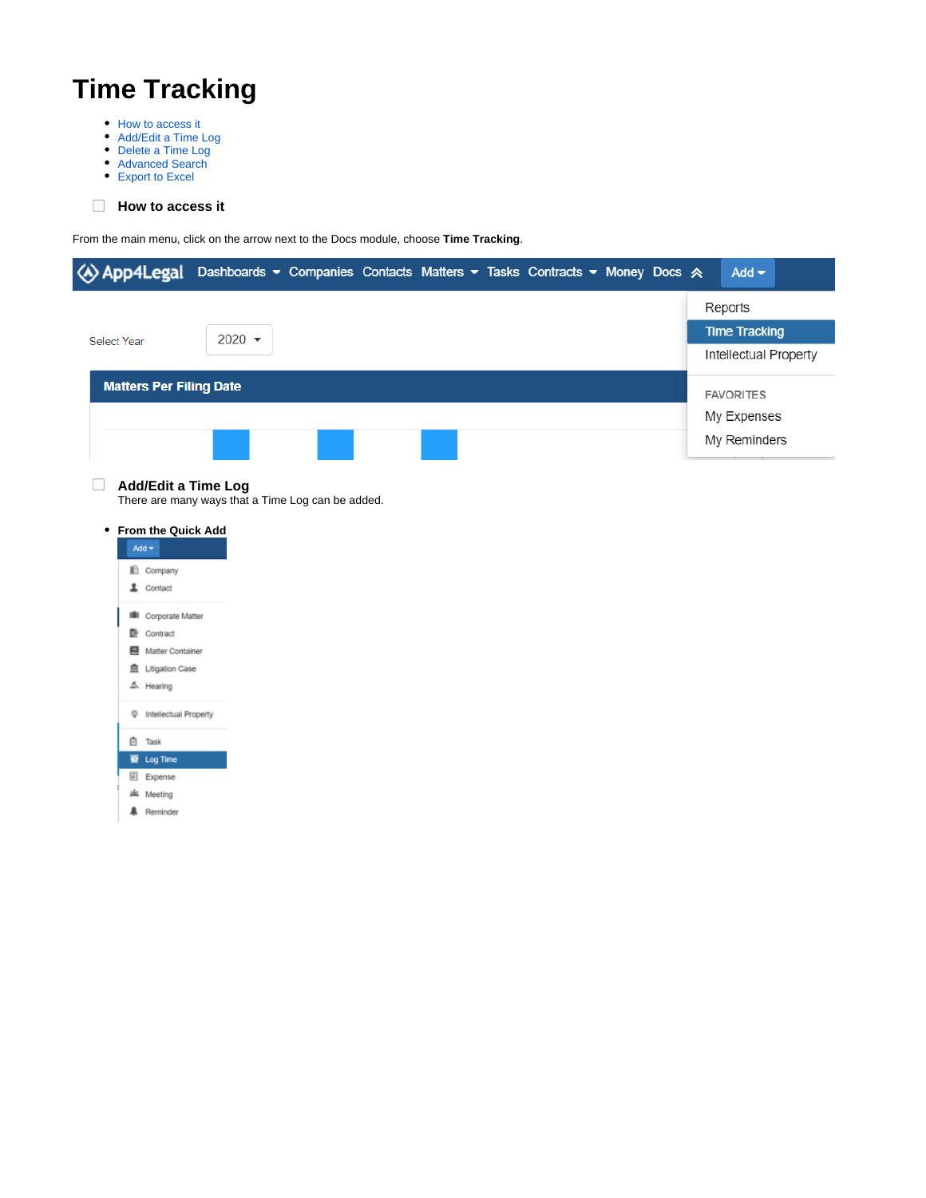# Time Tracking

- How to access it
- Add/Edit a Time Log
- Delete a Time Log
- Advanced Search
- Export to Excel

## How to access it

From the main menu, click on the arrow next to the Docs module, choose **Time Tracking**.

## Add/Edit a Time Log

There are many ways that a Time Log can be added.

- **From the Quick Add**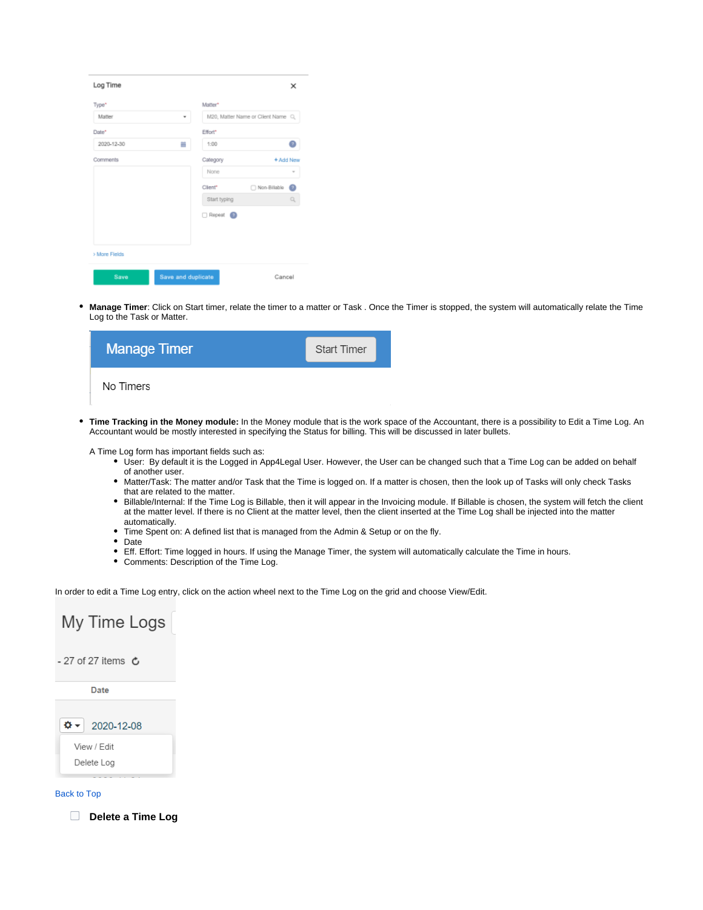- **Manage Timer**: Click on Start timer, relate the timer to a matter or Task . Once the Timer is stopped, the system will automatically relate the Time Log to the Task or Matter.

- **Time Tracking in the Money module:** In the Money module that is the work space of the Accountant, there is a possibility to Edit a Time Log. An Accountant would be mostly interested in specifying the Status for billing. This will be discussed in later bullets.

  A Time Log form has important fields such as:
  - User: By default it is the Logged in App4Legal User. However, the User can be changed such that a Time Log can be added on behalf of another user.
  - Matter/Task: The matter and/or Task that the Time is logged on. If a matter is chosen, then the look up of Tasks will only check Tasks that are related to the matter.
  - Billable/Internal: If the Time Log is Billable, then it will appear in the Invoicing module. If Billable is chosen, the system will fetch the client at the matter level. If there is no Client at the matter level, then the client inserted at the Time Log shall be injected into the matter automatically.
  - Time Spent on: A defined list that is managed from the Admin & Setup or on the fly.
  - Date
  - Eff. Effort: Time logged in hours. If using the Manage Timer, the system will automatically calculate the Time in hours.
  - Comments: Description of the Time Log.

In order to edit a Time Log entry, click on the action wheel next to the Time Log on the grid and choose View/Edit.

Back to Top

**Delete a Time Log**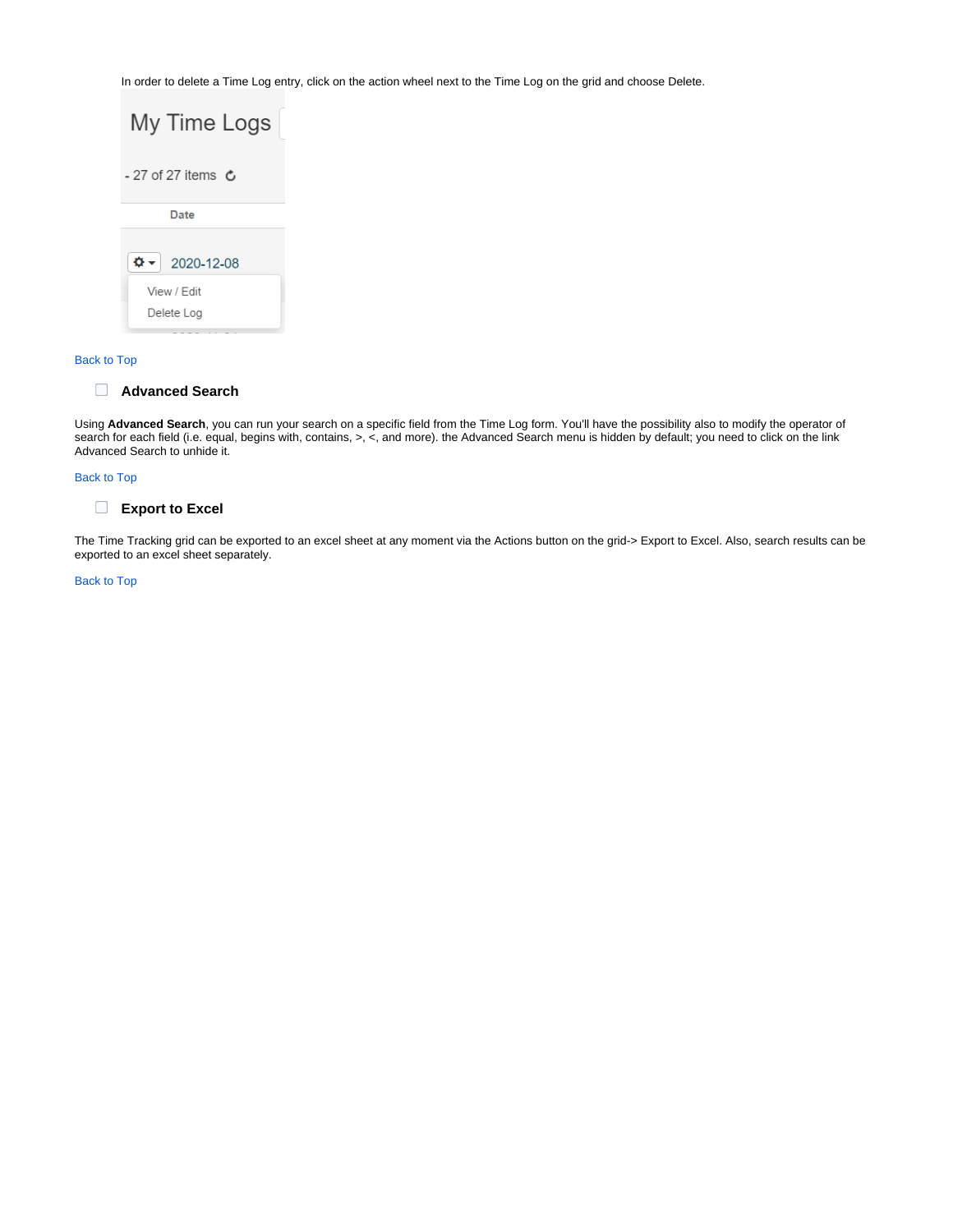In order to delete a Time Log entry, click on the action wheel next to the Time Log on the grid and choose Delete.

My Time Logs

- 27 of 27 items

Date

2020-12-08

View / Edit

Delete Log

Back to Top

## Advanced Search

Using **Advanced Search**, you can run your search on a specific field from the Time Log form. You'll have the possibility also to modify the operator of search for each field (i.e. equal, begins with, contains, >, <, and more). the Advanced Search menu is hidden by default; you need to click on the link Advanced Search to unhide it.

Back to Top

## Export to Excel

The Time Tracking grid can be exported to an excel sheet at any moment via the Actions button on the grid-> Export to Excel. Also, search results can be exported to an excel sheet separately.

Back to Top